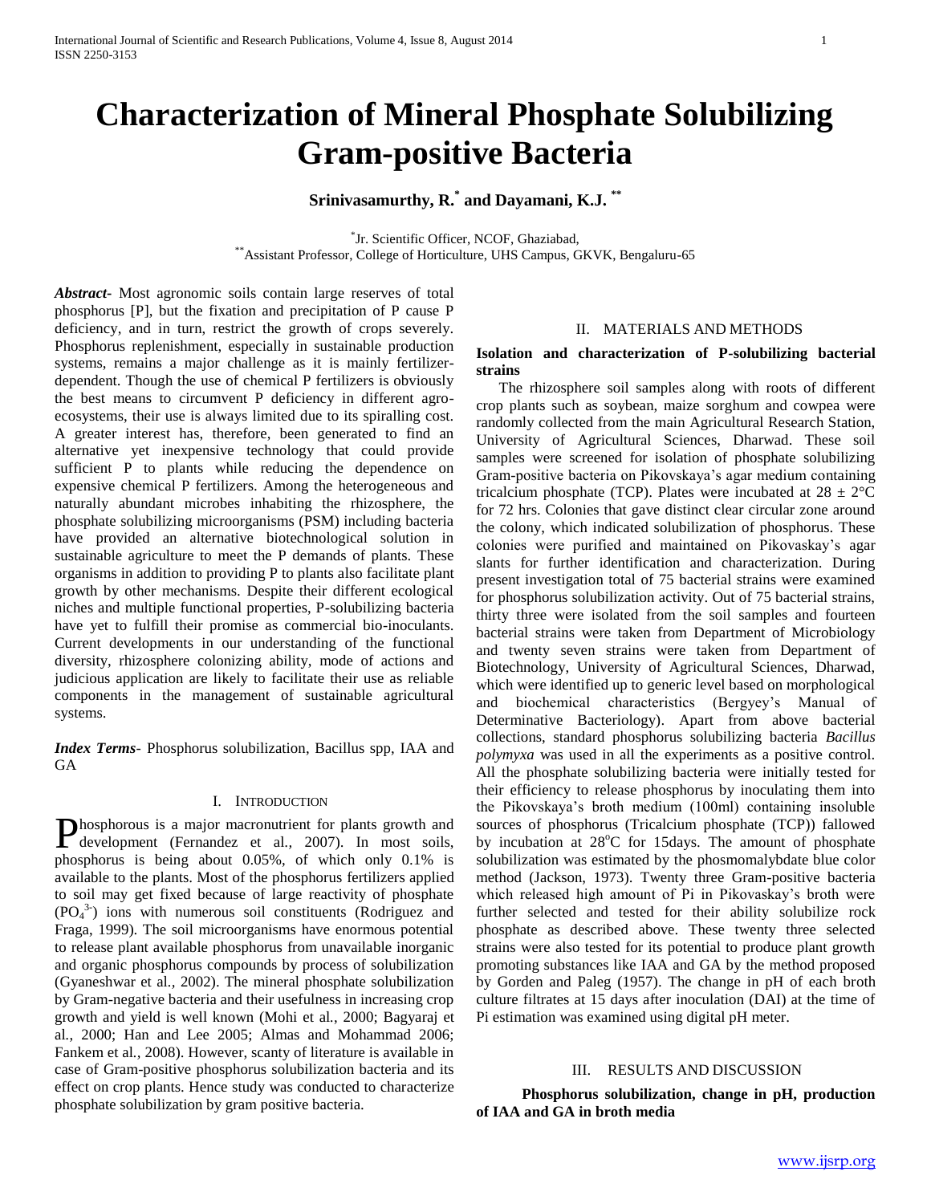# Characterization of Mineral Phosphate Solubilizing Gram-positive Bacteria

**Srinivasamurthy, R.[*] and Dayamani, K.J.[**]**

[*]Jr. Scientific Officer, NCOF, Ghaziabad,
[**]Assistant Professor, College of Horticulture, UHS Campus, GKVK, Bengaluru-65

***Abstract*-** Most agronomic soils contain large reserves of total phosphorus [P], but the fixation and precipitation of P cause P deficiency, and in turn, restrict the growth of crops severely. Phosphorus replenishment, especially in sustainable production systems, remains a major challenge as it is mainly fertilizer-dependent. Though the use of chemical P fertilizers is obviously the best means to circumvent P deficiency in different agro-ecosystems, their use is always limited due to its spiralling cost. A greater interest has, therefore, been generated to find an alternative yet inexpensive technology that could provide sufficient P to plants while reducing the dependence on expensive chemical P fertilizers. Among the heterogeneous and naturally abundant microbes inhabiting the rhizosphere, the phosphate solubilizing microorganisms (PSM) including bacteria have provided an alternative biotechnological solution in sustainable agriculture to meet the P demands of plants. These organisms in addition to providing P to plants also facilitate plant growth by other mechanisms. Despite their different ecological niches and multiple functional properties, P-solubilizing bacteria have yet to fulfill their promise as commercial bio-inoculants. Current developments in our understanding of the functional diversity, rhizosphere colonizing ability, mode of actions and judicious application are likely to facilitate their use as reliable components in the management of sustainable agricultural systems.

***Index Terms*-** Phosphorus solubilization, Bacillus spp, IAA and GA

## I. Introduction

Phosphorous is a major macronutrient for plants growth and development (Fernandez et al., 2007). In most soils, phosphorus is being about 0.05%, of which only 0.1% is available to the plants. Most of the phosphorus fertilizers applied to soil may get fixed because of large reactivity of phosphate ($PO_4^{3-}$) ions with numerous soil constituents (Rodriguez and Fraga, 1999). The soil microorganisms have enormous potential to release plant available phosphorus from unavailable inorganic and organic phosphorus compounds by process of solubilization (Gyaneshwar et al., 2002). The mineral phosphate solubilization by Gram-negative bacteria and their usefulness in increasing crop growth and yield is well known (Mohi et al., 2000; Bagyaraj et al., 2000; Han and Lee 2005; Almas and Mohammad 2006; Fankem et al., 2008). However, scanty of literature is available in case of Gram-positive phosphorus solubilization bacteria and its effect on crop plants. Hence study was conducted to characterize phosphate solubilization by gram positive bacteria.

## II. Materials and Methods

**Isolation and characterization of P-solubilizing bacterial strains**

The rhizosphere soil samples along with roots of different crop plants such as soybean, maize sorghum and cowpea were randomly collected from the main Agricultural Research Station, University of Agricultural Sciences, Dharwad. These soil samples were screened for isolation of phosphate solubilizing Gram-positive bacteria on Pikovskaya's agar medium containing tricalcium phosphate (TCP). Plates were incubated at $28 \pm 2°C$ for 72 hrs. Colonies that gave distinct clear circular zone around the colony, which indicated solubilization of phosphorus. These colonies were purified and maintained on Pikovaskay's agar slants for further identification and characterization. During present investigation total of 75 bacterial strains were examined for phosphorus solubilization activity. Out of 75 bacterial strains, thirty three were isolated from the soil samples and fourteen bacterial strains were taken from Department of Microbiology and twenty seven strains were taken from Department of Biotechnology, University of Agricultural Sciences, Dharwad, which were identified up to generic level based on morphological and biochemical characteristics (Bergyey's Manual of Determinative Bacteriology). Apart from above bacterial collections, standard phosphorus solubilizing bacteria *Bacillus polymyxa* was used in all the experiments as a positive control. All the phosphate solubilizing bacteria were initially tested for their efficiency to release phosphorus by inoculating them into the Pikovskaya's broth medium (100ml) containing insoluble sources of phosphorus (Tricalcium phosphate (TCP)) fallowed by incubation at $28^{o}C$ for 15days. The amount of phosphate solubilization was estimated by the phosmomalybdate blue color method (Jackson, 1973). Twenty three Gram-positive bacteria which released high amount of Pi in Pikovaskay's broth were further selected and tested for their ability solubilize rock phosphate as described above. These twenty three selected strains were also tested for its potential to produce plant growth promoting substances like IAA and GA by the method proposed by Gorden and Paleg (1957). The change in pH of each broth culture filtrates at 15 days after inoculation (DAI) at the time of Pi estimation was examined using digital pH meter.

## III. Results and Discussion

**Phosphorus solubilization, change in pH, production of IAA and GA in broth media**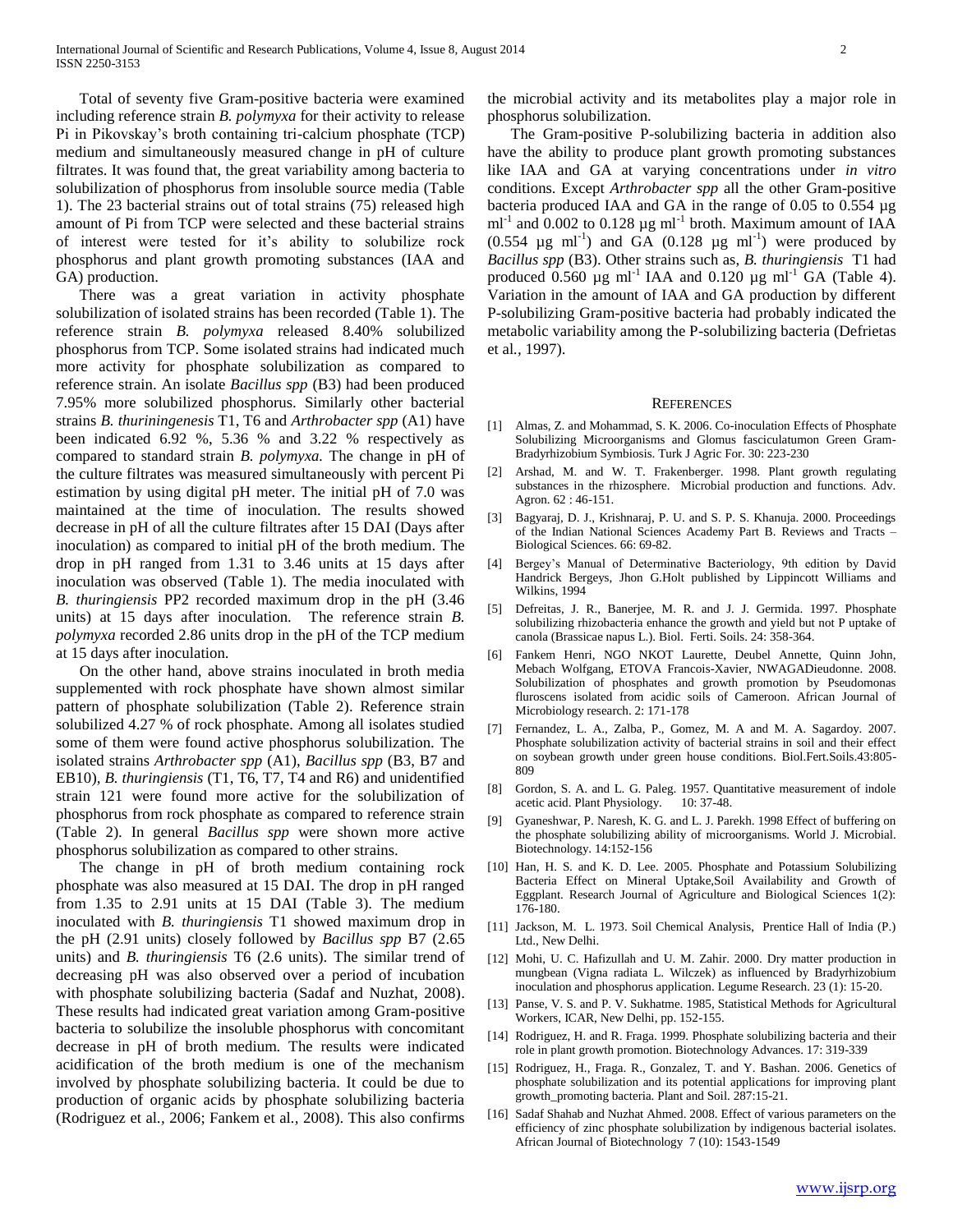Total of seventy five Gram-positive bacteria were examined including reference strain *B. polymyxa* for their activity to release Pi in Pikovskay's broth containing tri-calcium phosphate (TCP) medium and simultaneously measured change in pH of culture filtrates. It was found that, the great variability among bacteria to solubilization of phosphorus from insoluble source media (Table 1). The 23 bacterial strains out of total strains (75) released high amount of Pi from TCP were selected and these bacterial strains of interest were tested for it's ability to solubilize rock phosphorus and plant growth promoting substances (IAA and GA) production.

There was a great variation in activity phosphate solubilization of isolated strains has been recorded (Table 1). The reference strain *B. polymyxa* released 8.40% solubilized phosphorus from TCP. Some isolated strains had indicated much more activity for phosphate solubilization as compared to reference strain. An isolate *Bacillus spp* (B3) had been produced 7.95% more solubilized phosphorus. Similarly other bacterial strains *B. thuriningenesis* T1, T6 and *Arthrobacter spp* (A1) have been indicated 6.92 %, 5.36 % and 3.22 % respectively as compared to standard strain *B. polymyxa.* The change in pH of the culture filtrates was measured simultaneously with percent Pi estimation by using digital pH meter. The initial pH of 7.0 was maintained at the time of inoculation. The results showed decrease in pH of all the culture filtrates after 15 DAI (Days after inoculation) as compared to initial pH of the broth medium. The drop in pH ranged from 1.31 to 3.46 units at 15 days after inoculation was observed (Table 1). The media inoculated with *B. thuringiensis* PP2 recorded maximum drop in the pH (3.46 units) at 15 days after inoculation. The reference strain *B. polymyxa* recorded 2.86 units drop in the pH of the TCP medium at 15 days after inoculation.

On the other hand, above strains inoculated in broth media supplemented with rock phosphate have shown almost similar pattern of phosphate solubilization (Table 2). Reference strain solubilized 4.27 % of rock phosphate. Among all isolates studied some of them were found active phosphorus solubilization. The isolated strains *Arthrobacter spp* (A1), *Bacillus spp* (B3, B7 and EB10), *B. thuringiensis* (T1, T6, T7, T4 and R6) and unidentified strain 121 were found more active for the solubilization of phosphorus from rock phosphate as compared to reference strain (Table 2). In general *Bacillus spp* were shown more active phosphorus solubilization as compared to other strains.

The change in pH of broth medium containing rock phosphate was also measured at 15 DAI. The drop in pH ranged from 1.35 to 2.91 units at 15 DAI (Table 3). The medium inoculated with *B. thuringiensis* T1 showed maximum drop in the pH (2.91 units) closely followed by *Bacillus spp* B7 (2.65 units) and *B. thuringiensis* T6 (2.6 units). The similar trend of decreasing pH was also observed over a period of incubation with phosphate solubilizing bacteria (Sadaf and Nuzhat, 2008). These results had indicated great variation among Gram-positive bacteria to solubilize the insoluble phosphorus with concomitant decrease in pH of broth medium. The results were indicated acidification of the broth medium is one of the mechanism involved by phosphate solubilizing bacteria. It could be due to production of organic acids by phosphate solubilizing bacteria (Rodriguez et al*.,* 2006; Fankem et al*.,* 2008). This also confirms the microbial activity and its metabolites play a major role in phosphorus solubilization.

The Gram-positive P-solubilizing bacteria in addition also have the ability to produce plant growth promoting substances like IAA and GA at varying concentrations under *in vitro* conditions. Except *Arthrobacter spp* all the other Gram-positive bacteria produced IAA and GA in the range of 0.05 to 0.554 µg $ml^{-1}$ and 0.002 to 0.128 µg $ml^{-1}$ broth. Maximum amount of IAA (0.554 µg $ml^{-1}$) and GA (0.128 µg $ml^{-1}$) were produced by *Bacillus spp* (B3). Other strains such as, *B. thuringiensis* T1 had produced 0.560 µg $ml^{-1}$ IAA and 0.120 µg $ml^{-1}$ GA (Table 4). Variation in the amount of IAA and GA production by different P-solubilizing Gram-positive bacteria had probably indicated the metabolic variability among the P-solubilizing bacteria (Defrietas et al*.,* 1997).

## REFERENCES

[1] Almas, Z. and Mohammad, S. K. 2006. Co-inoculation Effects of Phosphate Solubilizing Microorganisms and Glomus fasciculatumon Green Gram-Bradyrhizobium Symbiosis. Turk J Agric For. 30: 223-230

[2] Arshad, M. and W. T. Frakenberger. 1998. Plant growth regulating substances in the rhizosphere. Microbial production and functions. Adv. Agron. 62 : 46-151.

[3] Bagyaraj, D. J., Krishnaraj, P. U. and S. P. S. Khanuja. 2000. Proceedings of the Indian National Sciences Academy Part B. Reviews and Tracts – Biological Sciences. 66: 69-82.

[4] Bergey's Manual of Determinative Bacteriology, 9th edition by David Handrick Bergeys, Jhon G.Holt published by Lippincott Williams and Wilkins, 1994

[5] Defreitas, J. R., Banerjee, M. R. and J. J. Germida. 1997. Phosphate solubilizing rhizobacteria enhance the growth and yield but not P uptake of canola (Brassicae napus L.). Biol. Ferti. Soils. 24: 358-364.

[6] Fankem Henri, NGO NKOT Laurette, Deubel Annette, Quinn John, Mebach Wolfgang, ETOVA Francois-Xavier, NWAGADieudonne. 2008. Solubilization of phosphates and growth promotion by Pseudomonas fluroscens isolated from acidic soils of Cameroon. African Journal of Microbiology research. 2: 171-178

[7] Fernandez, L. A., Zalba, P., Gomez, M. A and M. A. Sagardoy. 2007. Phosphate solubilization activity of bacterial strains in soil and their effect on soybean growth under green house conditions. Biol.Fert.Soils.43:805-809

[8] Gordon, S. A. and L. G. Paleg. 1957. Quantitative measurement of indole acetic acid. Plant Physiology. 10: 37-48.

[9] Gyaneshwar, P. Naresh, K. G. and L. J. Parekh. 1998 Effect of buffering on the phosphate solubilizing ability of microorganisms. World J. Microbial. Biotechnology. 14:152-156

[10] Han, H. S. and K. D. Lee. 2005. Phosphate and Potassium Solubilizing Bacteria Effect on Mineral Uptake,Soil Availability and Growth of Eggplant. Research Journal of Agriculture and Biological Sciences 1(2): 176-180.

[11] Jackson, M. L. 1973. Soil Chemical Analysis, Prentice Hall of India (P.) Ltd., New Delhi.

[12] Mohi, U. C. Hafizullah and U. M. Zahir. 2000. Dry matter production in mungbean (Vigna radiata L. Wilczek) as influenced by Bradyrhizobium inoculation and phosphorus application. Legume Research. 23 (1): 15-20.

[13] Panse, V. S. and P. V. Sukhatme. 1985, Statistical Methods for Agricultural Workers, ICAR, New Delhi, pp. 152-155.

[14] Rodriguez, H. and R. Fraga. 1999. Phosphate solubilizing bacteria and their role in plant growth promotion. Biotechnology Advances. 17: 319-339

[15] Rodriguez, H., Fraga. R., Gonzalez, T. and Y. Bashan. 2006. Genetics of phosphate solubilization and its potential applications for improving plant growth_promoting bacteria. Plant and Soil. 287:15-21.

[16] Sadaf Shahab and Nuzhat Ahmed. 2008. Effect of various parameters on the efficiency of zinc phosphate solubilization by indigenous bacterial isolates. African Journal of Biotechnology 7 (10): 1543-1549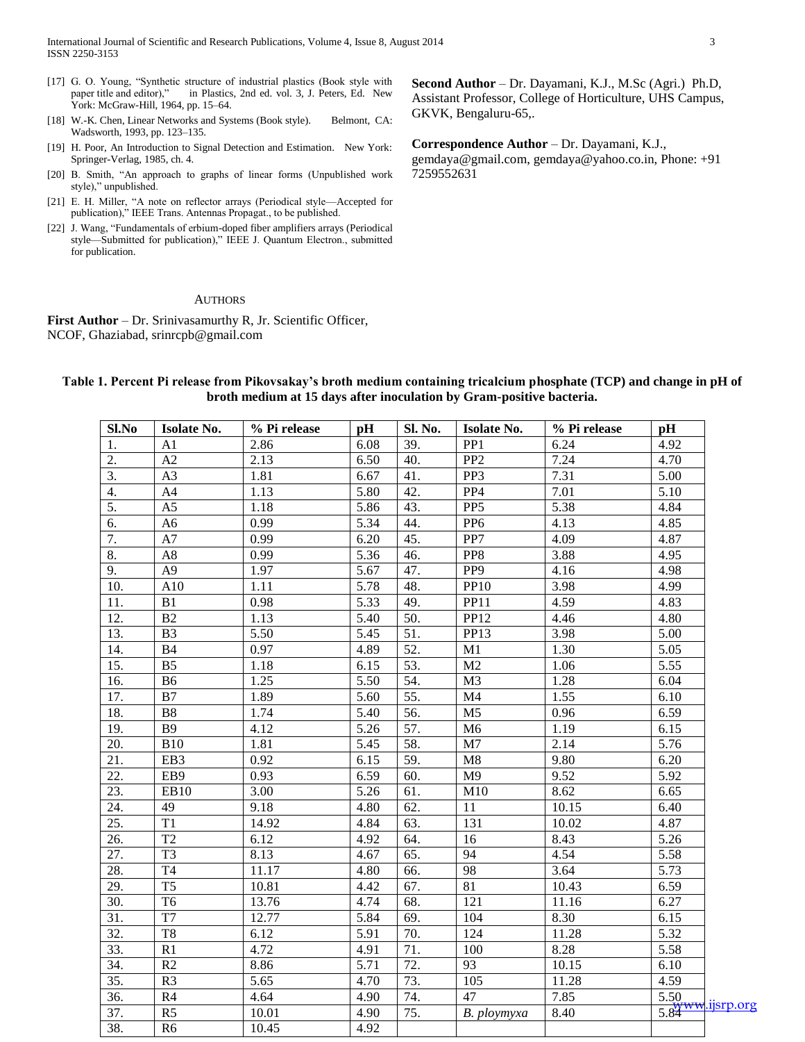[17] G. O. Young, "Synthetic structure of industrial plastics (Book style with paper title and editor)," in Plastics, 2nd ed. vol. 3, J. Peters, Ed. New York: McGraw-Hill, 1964, pp. 15–64.

[18] W.-K. Chen, Linear Networks and Systems (Book style). Belmont, CA: Wadsworth, 1993, pp. 123–135.

[19] H. Poor, An Introduction to Signal Detection and Estimation. New York: Springer-Verlag, 1985, ch. 4.

[20] B. Smith, "An approach to graphs of linear forms (Unpublished work style)," unpublished.

[21] E. H. Miller, "A note on reflector arrays (Periodical style—Accepted for publication)," IEEE Trans. Antennas Propagat., to be published.

[22] J. Wang, "Fundamentals of erbium-doped fiber amplifiers arrays (Periodical style—Submitted for publication)," IEEE J. Quantum Electron., submitted for publication.

## Authors

**First Author** – Dr. Srinivasamurthy R, Jr. Scientific Officer, NCOF, Ghaziabad, srinrcpb@gmail.com

**Second Author** – Dr. Dayamani, K.J., M.Sc (Agri.) Ph.D, Assistant Professor, College of Horticulture, UHS Campus, GKVK, Bengaluru-65,.

**Correspondence Author** – Dr. Dayamani, K.J., gemdaya@gmail.com, gemdaya@yahoo.co.in, Phone: +91 7259552631

**Table 1. Percent Pi release from Pikovsakay's broth medium containing tricalcium phosphate (TCP) and change in pH of broth medium at 15 days after inoculation by Gram-positive bacteria.**

| Sl.No | Isolate No. | % Pi release | pH | Sl. No. | Isolate No. | % Pi release | pH |
|---|---|---|---|---|---|---|---|
| 1. | A1 | 2.86 | 6.08 | 39. | PP1 | 6.24 | 4.92 |
| 2. | A2 | 2.13 | 6.50 | 40. | PP2 | 7.24 | 4.70 |
| 3. | A3 | 1.81 | 6.67 | 41. | PP3 | 7.31 | 5.00 |
| 4. | A4 | 1.13 | 5.80 | 42. | PP4 | 7.01 | 5.10 |
| 5. | A5 | 1.18 | 5.86 | 43. | PP5 | 5.38 | 4.84 |
| 6. | A6 | 0.99 | 5.34 | 44. | PP6 | 4.13 | 4.85 |
| 7. | A7 | 0.99 | 6.20 | 45. | PP7 | 4.09 | 4.87 |
| 8. | A8 | 0.99 | 5.36 | 46. | PP8 | 3.88 | 4.95 |
| 9. | A9 | 1.97 | 5.67 | 47. | PP9 | 4.16 | 4.98 |
| 10. | A10 | 1.11 | 5.78 | 48. | PP10 | 3.98 | 4.99 |
| 11. | B1 | 0.98 | 5.33 | 49. | PP11 | 4.59 | 4.83 |
| 12. | B2 | 1.13 | 5.40 | 50. | PP12 | 4.46 | 4.80 |
| 13. | B3 | 5.50 | 5.45 | 51. | PP13 | 3.98 | 5.00 |
| 14. | B4 | 0.97 | 4.89 | 52. | M1 | 1.30 | 5.05 |
| 15. | B5 | 1.18 | 6.15 | 53. | M2 | 1.06 | 5.55 |
| 16. | B6 | 1.25 | 5.50 | 54. | M3 | 1.28 | 6.04 |
| 17. | B7 | 1.89 | 5.60 | 55. | M4 | 1.55 | 6.10 |
| 18. | B8 | 1.74 | 5.40 | 56. | M5 | 0.96 | 6.59 |
| 19. | B9 | 4.12 | 5.26 | 57. | M6 | 1.19 | 6.15 |
| 20. | B10 | 1.81 | 5.45 | 58. | M7 | 2.14 | 5.76 |
| 21. | EB3 | 0.92 | 6.15 | 59. | M8 | 9.80 | 6.20 |
| 22. | EB9 | 0.93 | 6.59 | 60. | M9 | 9.52 | 5.92 |
| 23. | EB10 | 3.00 | 5.26 | 61. | M10 | 8.62 | 6.65 |
| 24. | 49 | 9.18 | 4.80 | 62. | 11 | 10.15 | 6.40 |
| 25. | T1 | 14.92 | 4.84 | 63. | 131 | 10.02 | 4.87 |
| 26. | T2 | 6.12 | 4.92 | 64. | 16 | 8.43 | 5.26 |
| 27. | T3 | 8.13 | 4.67 | 65. | 94 | 4.54 | 5.58 |
| 28. | T4 | 11.17 | 4.80 | 66. | 98 | 3.64 | 5.73 |
| 29. | T5 | 10.81 | 4.42 | 67. | 81 | 10.43 | 6.59 |
| 30. | T6 | 13.76 | 4.74 | 68. | 121 | 11.16 | 6.27 |
| 31. | T7 | 12.77 | 5.84 | 69. | 104 | 8.30 | 6.15 |
| 32. | T8 | 6.12 | 5.91 | 70. | 124 | 11.28 | 5.32 |
| 33. | R1 | 4.72 | 4.91 | 71. | 100 | 8.28 | 5.58 |
| 34. | R2 | 8.86 | 5.71 | 72. | 93 | 10.15 | 6.10 |
| 35. | R3 | 5.65 | 4.70 | 73. | 105 | 11.28 | 4.59 |
| 36. | R4 | 4.64 | 4.90 | 74. | 47 | 7.85 | 5.50 |
| 37. | R5 | 10.01 | 4.90 | 75. | *B. ploymyxa* | 8.40 | 5.84 |
| 38. | R6 | 10.45 | 4.92 | | | | |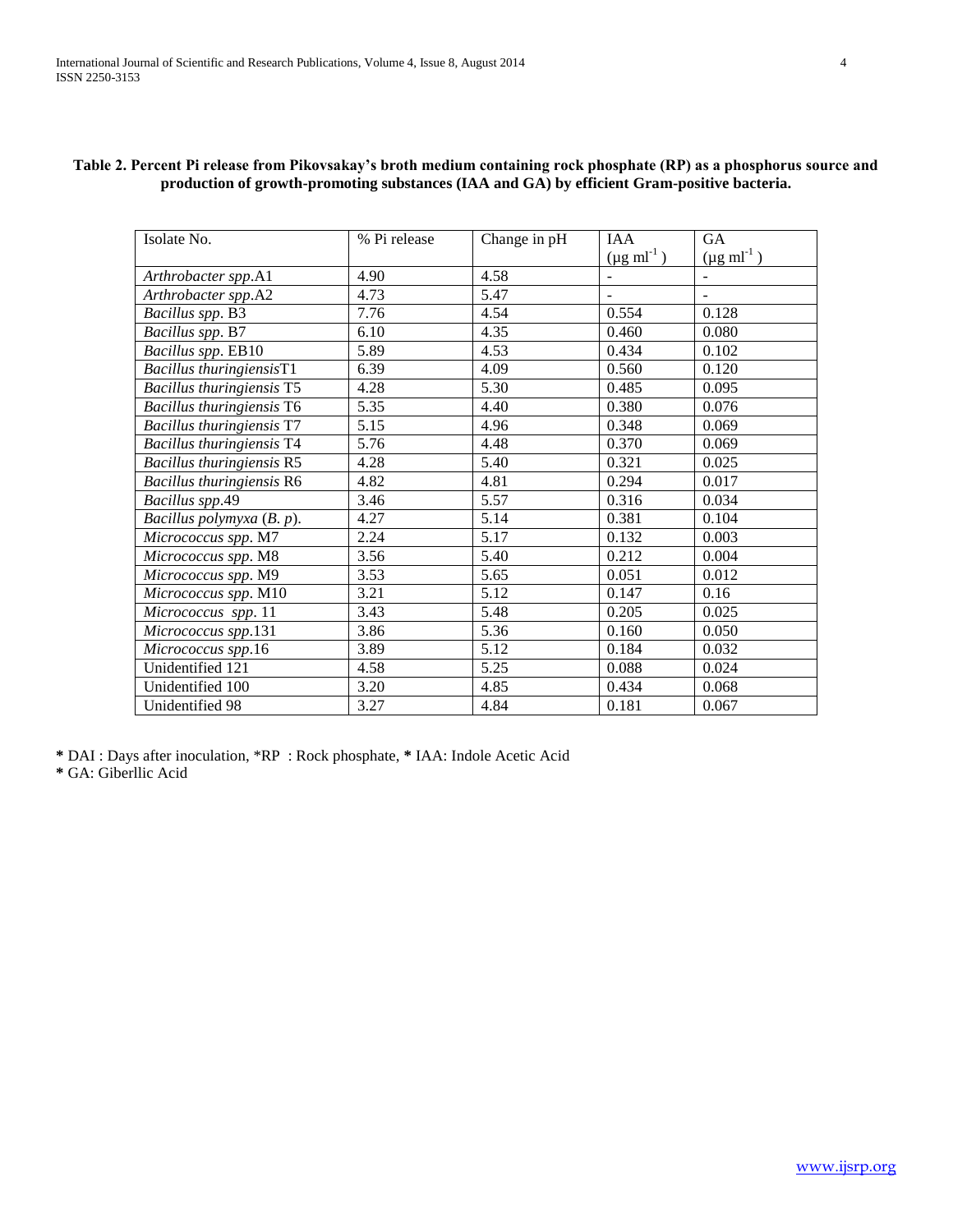**Table 2. Percent Pi release from Pikovsakay's broth medium containing rock phosphate (RP) as a phosphorus source and production of growth-promoting substances (IAA and GA) by efficient Gram-positive bacteria.**

| Isolate No. | % Pi release | Change in pH | IAA ($\mu g\ ml^{-1}$) | GA ($\mu g\ ml^{-1}$) |
|---|---|---|---|---|
| *Arthrobacter spp*.A1 | 4.90 | 4.58 | - | - |
| *Arthrobacter spp*.A2 | 4.73 | 5.47 | - | - |
| *Bacillus spp*. B3 | 7.76 | 4.54 | 0.554 | 0.128 |
| *Bacillus spp*. B7 | 6.10 | 4.35 | 0.460 | 0.080 |
| *Bacillus spp*. EB10 | 5.89 | 4.53 | 0.434 | 0.102 |
| *Bacillus thuringiensis*T1 | 6.39 | 4.09 | 0.560 | 0.120 |
| *Bacillus thuringiensis* T5 | 4.28 | 5.30 | 0.485 | 0.095 |
| *Bacillus thuringiensis* T6 | 5.35 | 4.40 | 0.380 | 0.076 |
| *Bacillus thuringiensis* T7 | 5.15 | 4.96 | 0.348 | 0.069 |
| *Bacillus thuringiensis* T4 | 5.76 | 4.48 | 0.370 | 0.069 |
| *Bacillus thuringiensis* R5 | 4.28 | 5.40 | 0.321 | 0.025 |
| *Bacillus thuringiensis* R6 | 4.82 | 4.81 | 0.294 | 0.017 |
| *Bacillus spp*.49 | 3.46 | 5.57 | 0.316 | 0.034 |
| *Bacillus polymyxa* (*B. p*). | 4.27 | 5.14 | 0.381 | 0.104 |
| *Micrococcus spp*. M7 | 2.24 | 5.17 | 0.132 | 0.003 |
| *Micrococcus spp*. M8 | 3.56 | 5.40 | 0.212 | 0.004 |
| *Micrococcus spp*. M9 | 3.53 | 5.65 | 0.051 | 0.012 |
| *Micrococcus spp*. M10 | 3.21 | 5.12 | 0.147 | 0.16 |
| *Micrococcus spp*. 11 | 3.43 | 5.48 | 0.205 | 0.025 |
| *Micrococcus spp*.131 | 3.86 | 5.36 | 0.160 | 0.050 |
| *Micrococcus spp*.16 | 3.89 | 5.12 | 0.184 | 0.032 |
| Unidentified 121 | 4.58 | 5.25 | 0.088 | 0.024 |
| Unidentified 100 | 3.20 | 4.85 | 0.434 | 0.068 |
| Unidentified 98 | 3.27 | 4.84 | 0.181 | 0.067 |

**\*** DAI : Days after inoculation, \*RP : Rock phosphate, **\*** IAA: Indole Acetic Acid
**\*** GA: Giberllic Acid